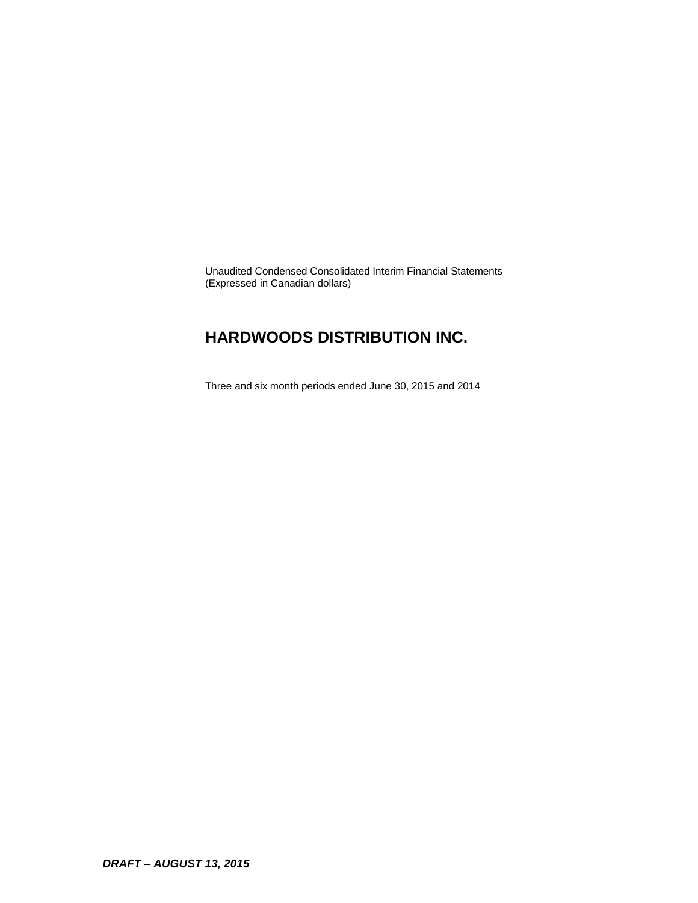Unaudited Condensed Consolidated Interim Financial Statements
(Expressed in Canadian dollars)

# HARDWOODS DISTRIBUTION INC.

Three and six month periods ended June 30, 2015 and 2014

***DRAFT – AUGUST 13, 2015***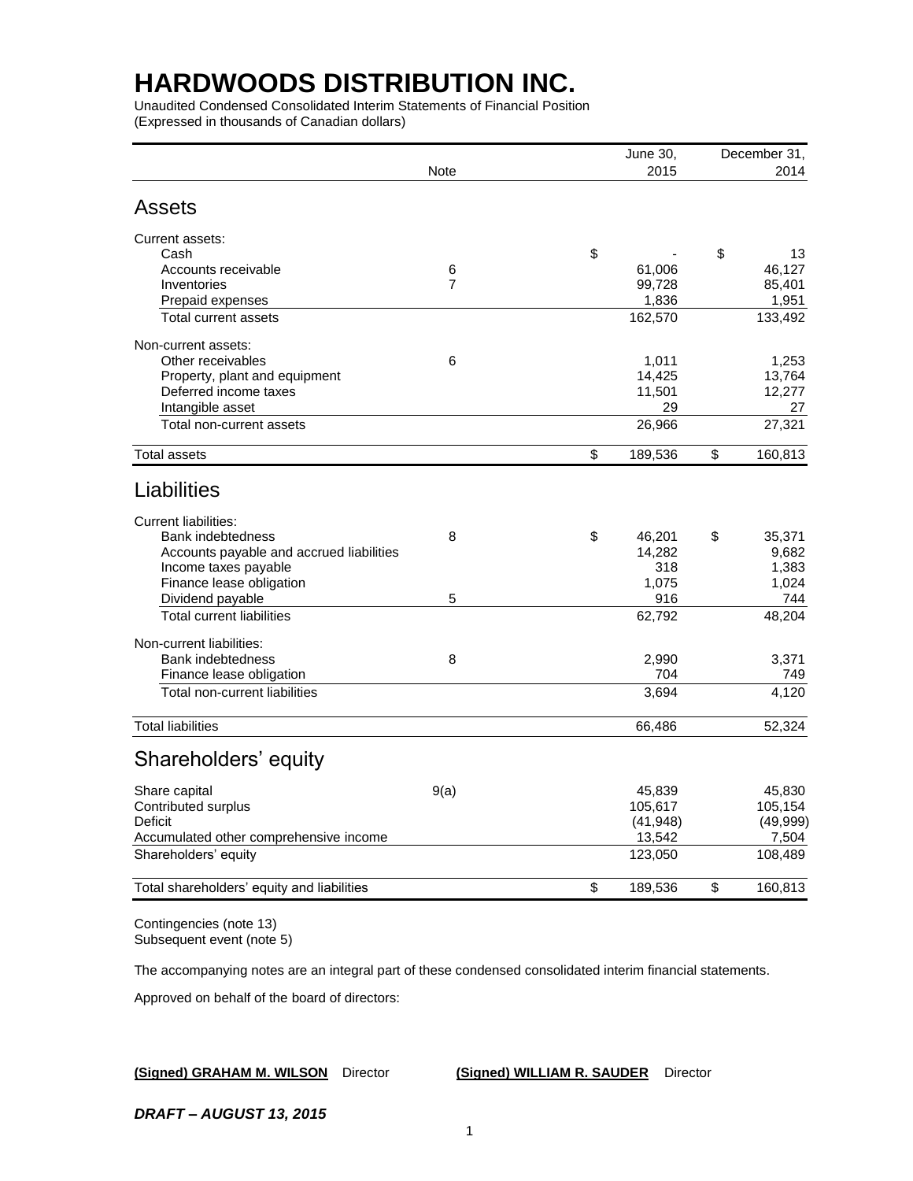# HARDWOODS DISTRIBUTION INC.

Unaudited Condensed Consolidated Interim Statements of Financial Position
(Expressed in thousands of Canadian dollars)

| | Note | June 30, 2015 | December 31, 2014 |
|---|---|---|---|
| **Assets** | | | |
| Current assets: | | | |
| Cash | | $ - | $ 13 |
| Accounts receivable | 6 | 61,006 | 46,127 |
| Inventories | 7 | 99,728 | 85,401 |
| Prepaid expenses | | 1,836 | 1,951 |
| Total current assets | | 162,570 | 133,492 |
| Non-current assets: | | | |
| Other receivables | 6 | 1,011 | 1,253 |
| Property, plant and equipment | | 14,425 | 13,764 |
| Deferred income taxes | | 11,501 | 12,277 |
| Intangible asset | | 29 | 27 |
| Total non-current assets | | 26,966 | 27,321 |
| Total assets | | $ 189,536 | $ 160,813 |
| **Liabilities** | | | |
| Current liabilities: | | | |
| Bank indebtedness | 8 | $ 46,201 | $ 35,371 |
| Accounts payable and accrued liabilities | | 14,282 | 9,682 |
| Income taxes payable | | 318 | 1,383 |
| Finance lease obligation | | 1,075 | 1,024 |
| Dividend payable | 5 | 916 | 744 |
| Total current liabilities | | 62,792 | 48,204 |
| Non-current liabilities: | | | |
| Bank indebtedness | 8 | 2,990 | 3,371 |
| Finance lease obligation | | 704 | 749 |
| Total non-current liabilities | | 3,694 | 4,120 |
| Total liabilities | | 66,486 | 52,324 |
| **Shareholders' equity** | | | |
| Share capital | 9(a) | 45,839 | 45,830 |
| Contributed surplus | | 105,617 | 105,154 |
| Deficit | | (41,948) | (49,999) |
| Accumulated other comprehensive income | | 13,542 | 7,504 |
| Shareholders' equity | | 123,050 | 108,489 |
| Total shareholders' equity and liabilities | | $ 189,536 | $ 160,813 |

Contingencies (note 13)
Subsequent event (note 5)

The accompanying notes are an integral part of these condensed consolidated interim financial statements.

Approved on behalf of the board of directors:

**(Signed) GRAHAM M. WILSON** Director **(Signed) WILLIAM R. SAUDER** Director

***DRAFT – AUGUST 13, 2015***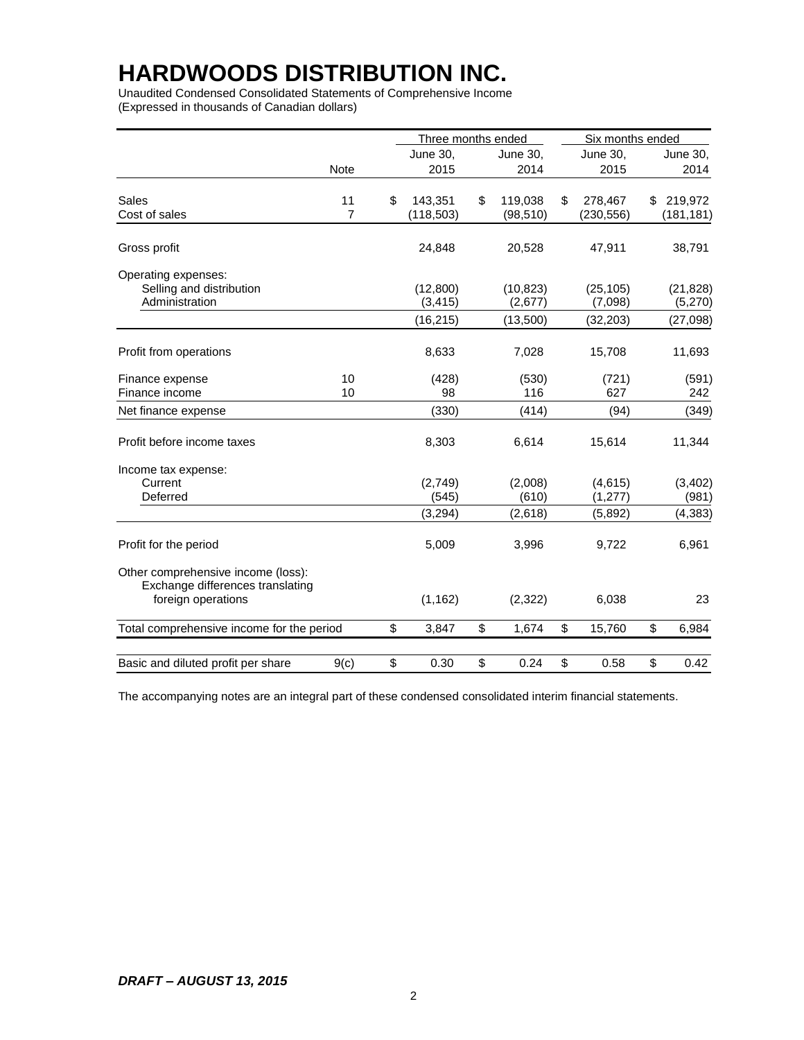# HARDWOODS DISTRIBUTION INC.

Unaudited Condensed Consolidated Statements of Comprehensive Income
(Expressed in thousands of Canadian dollars)

| | Note | Three months ended June 30, 2015 | Three months ended June 30, 2014 | Six months ended June 30, 2015 | Six months ended June 30, 2014 |
|---|---|---|---|---|---|
| Sales | 11 | $ 143,351 | $ 119,038 | $ 278,467 | $ 219,972 |
| Cost of sales | 7 | (118,503) | (98,510) | (230,556) | (181,181) |
| Gross profit | | 24,848 | 20,528 | 47,911 | 38,791 |
| Operating expenses: | | | | | |
| Selling and distribution | | (12,800) | (10,823) | (25,105) | (21,828) |
| Administration | | (3,415) | (2,677) | (7,098) | (5,270) |
| | | (16,215) | (13,500) | (32,203) | (27,098) |
| Profit from operations | | 8,633 | 7,028 | 15,708 | 11,693 |
| Finance expense | 10 | (428) | (530) | (721) | (591) |
| Finance income | 10 | 98 | 116 | 627 | 242 |
| Net finance expense | | (330) | (414) | (94) | (349) |
| Profit before income taxes | | 8,303 | 6,614 | 15,614 | 11,344 |
| Income tax expense: | | | | | |
| Current | | (2,749) | (2,008) | (4,615) | (3,402) |
| Deferred | | (545) | (610) | (1,277) | (981) |
| | | (3,294) | (2,618) | (5,892) | (4,383) |
| Profit for the period | | 5,009 | 3,996 | 9,722 | 6,961 |
| Other comprehensive income (loss): | | | | | |
| Exchange differences translating foreign operations | | (1,162) | (2,322) | 6,038 | 23 |
| Total comprehensive income for the period | | $ 3,847 | $ 1,674 | $ 15,760 | $ 6,984 |
| Basic and diluted profit per share | 9(c) | $ 0.30 | $ 0.24 | $ 0.58 | $ 0.42 |

The accompanying notes are an integral part of these condensed consolidated interim financial statements.

*DRAFT – AUGUST 13, 2015*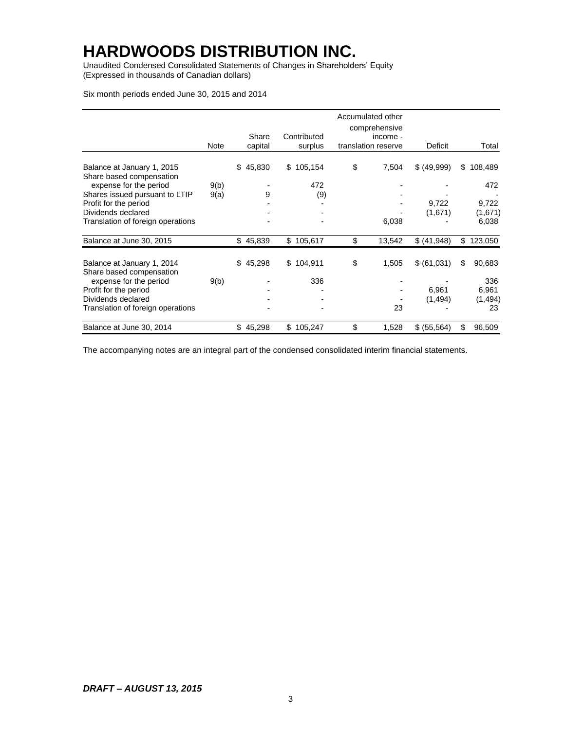# HARDWOODS DISTRIBUTION INC.

Unaudited Condensed Consolidated Statements of Changes in Shareholders' Equity
(Expressed in thousands of Canadian dollars)

Six month periods ended June 30, 2015 and 2014

| | Note | Share capital | Contributed surplus | Accumulated other comprehensive income - translation reserve | Deficit | Total |
|---|---|---|---|---|---|---|
| Balance at January 1, 2015 | | $ 45,830 | $ 105,154 | $ 7,504 | $ (49,999) | $ 108,489 |
| Share based compensation expense for the period | 9(b) | - | 472 | - | - | 472 |
| Shares issued pursuant to LTIP | 9(a) | 9 | (9) | - | - | - |
| Profit for the period | | - | - | - | 9,722 | 9,722 |
| Dividends declared | | - | - | - | (1,671) | (1,671) |
| Translation of foreign operations | | - | - | 6,038 | - | 6,038 |
| Balance at June 30, 2015 | | $ 45,839 | $ 105,617 | $ 13,542 | $ (41,948) | $ 123,050 |
| | | | | | | |
| Balance at January 1, 2014 | | $ 45,298 | $ 104,911 | $ 1,505 | $ (61,031) | $ 90,683 |
| Share based compensation expense for the period | 9(b) | - | 336 | - | - | 336 |
| Profit for the period | | - | - | - | 6,961 | 6,961 |
| Dividends declared | | - | - | - | (1,494) | (1,494) |
| Translation of foreign operations | | - | - | 23 | - | 23 |
| Balance at June 30, 2014 | | $ 45,298 | $ 105,247 | $ 1,528 | $ (55,564) | $ 96,509 |

The accompanying notes are an integral part of the condensed consolidated interim financial statements.

***DRAFT – AUGUST 13, 2015***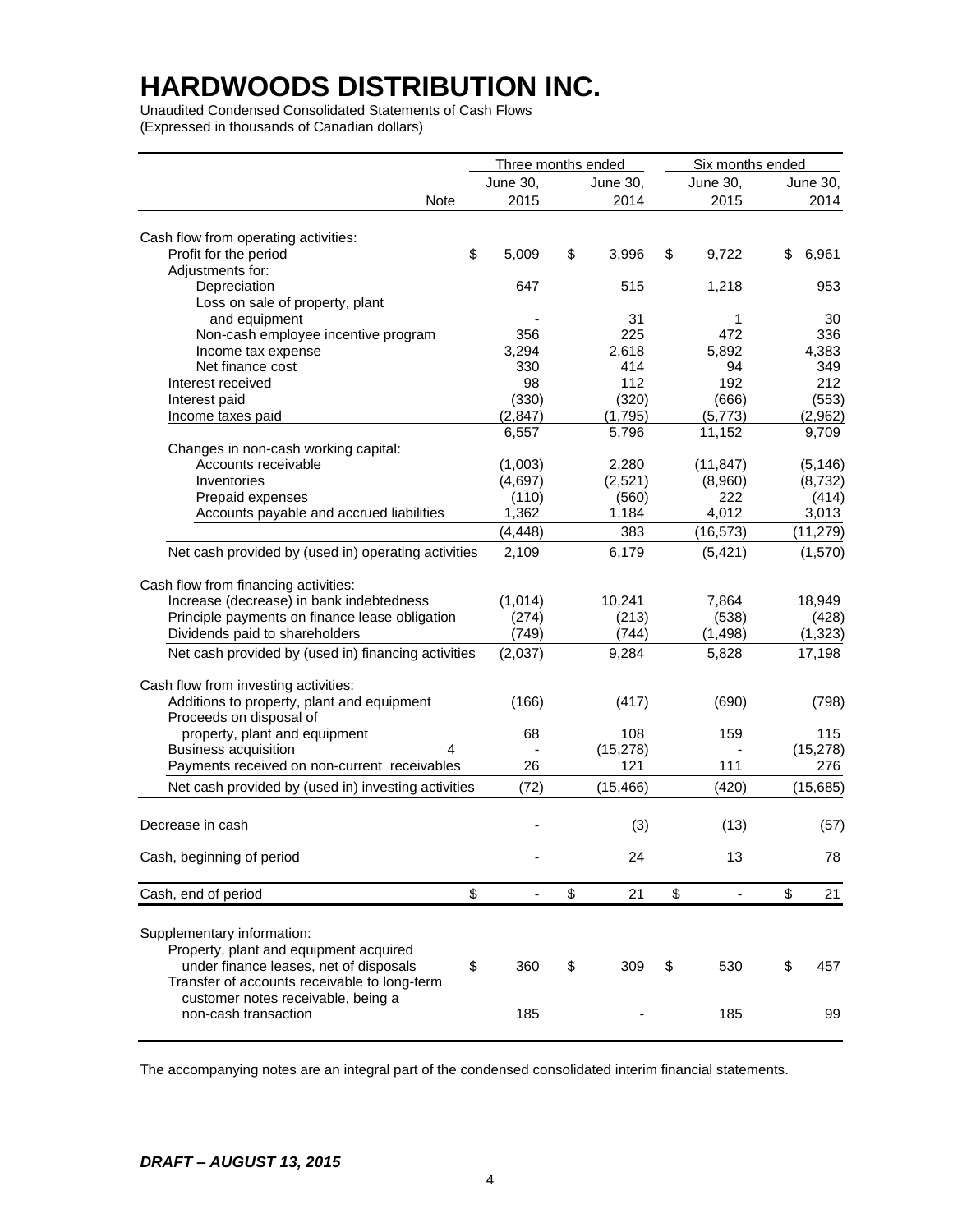# HARDWOODS DISTRIBUTION INC.

Unaudited Condensed Consolidated Statements of Cash Flows
(Expressed in thousands of Canadian dollars)

| | | Three months ended | | Six months ended | |
|---|---|---|---|---|---|
| | Note | June 30, 2015 | June 30, 2014 | June 30, 2015 | June 30, 2014 |
| Cash flow from operating activities: | | | | | |
| Profit for the period | | $ 5,009 | $ 3,996 | $ 9,722 | $ 6,961 |
| Adjustments for: | | | | | |
| Depreciation | | 647 | 515 | 1,218 | 953 |
| Loss on sale of property, plant and equipment | | - | 31 | 1 | 30 |
| Non-cash employee incentive program | | 356 | 225 | 472 | 336 |
| Income tax expense | | 3,294 | 2,618 | 5,892 | 4,383 |
| Net finance cost | | 330 | 414 | 94 | 349 |
| Interest received | | 98 | 112 | 192 | 212 |
| Interest paid | | (330) | (320) | (666) | (553) |
| Income taxes paid | | (2,847) | (1,795) | (5,773) | (2,962) |
| | | 6,557 | 5,796 | 11,152 | 9,709 |
| Changes in non-cash working capital: | | | | | |
| Accounts receivable | | (1,003) | 2,280 | (11,847) | (5,146) |
| Inventories | | (4,697) | (2,521) | (8,960) | (8,732) |
| Prepaid expenses | | (110) | (560) | 222 | (414) |
| Accounts payable and accrued liabilities | | 1,362 | 1,184 | 4,012 | 3,013 |
| | | (4,448) | 383 | (16,573) | (11,279) |
| Net cash provided by (used in) operating activities | | 2,109 | 6,179 | (5,421) | (1,570) |
| Cash flow from financing activities: | | | | | |
| Increase (decrease) in bank indebtedness | | (1,014) | 10,241 | 7,864 | 18,949 |
| Principle payments on finance lease obligation | | (274) | (213) | (538) | (428) |
| Dividends paid to shareholders | | (749) | (744) | (1,498) | (1,323) |
| Net cash provided by (used in) financing activities | | (2,037) | 9,284 | 5,828 | 17,198 |
| Cash flow from investing activities: | | | | | |
| Additions to property, plant and equipment | | (166) | (417) | (690) | (798) |
| Proceeds on disposal of property, plant and equipment | | 68 | 108 | 159 | 115 |
| Business acquisition | 4 | - | (15,278) | - | (15,278) |
| Payments received on non-current receivables | | 26 | 121 | 111 | 276 |
| Net cash provided by (used in) investing activities | | (72) | (15,466) | (420) | (15,685) |
| Decrease in cash | | - | (3) | (13) | (57) |
| Cash, beginning of period | | - | 24 | 13 | 78 |
| Cash, end of period | | $ - | $ 21 | $ - | $ 21 |
| Supplementary information: | | | | | |
| Property, plant and equipment acquired under finance leases, net of disposals | | $ 360 | $ 309 | $ 530 | $ 457 |
| Transfer of accounts receivable to long-term customer notes receivable, being a non-cash transaction | | 185 | - | 185 | 99 |

The accompanying notes are an integral part of the condensed consolidated interim financial statements.

*DRAFT – AUGUST 13, 2015*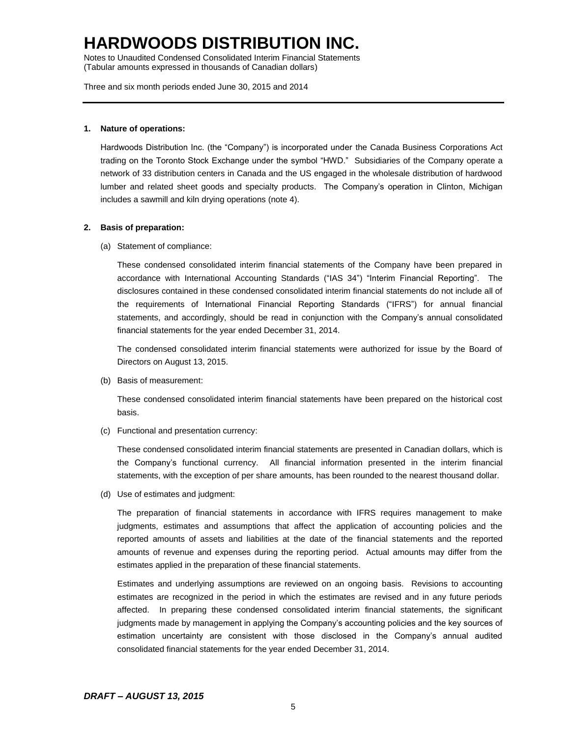# HARDWOODS DISTRIBUTION INC.

Notes to Unaudited Condensed Consolidated Interim Financial Statements
(Tabular amounts expressed in thousands of Canadian dollars)

Three and six month periods ended June 30, 2015 and 2014

---

**1. Nature of operations:**

Hardwoods Distribution Inc. (the "Company") is incorporated under the Canada Business Corporations Act trading on the Toronto Stock Exchange under the symbol "HWD." Subsidiaries of the Company operate a network of 33 distribution centers in Canada and the US engaged in the wholesale distribution of hardwood lumber and related sheet goods and specialty products. The Company's operation in Clinton, Michigan includes a sawmill and kiln drying operations (note 4).

**2. Basis of preparation:**

(a) Statement of compliance:

These condensed consolidated interim financial statements of the Company have been prepared in accordance with International Accounting Standards ("IAS 34") "Interim Financial Reporting". The disclosures contained in these condensed consolidated interim financial statements do not include all of the requirements of International Financial Reporting Standards ("IFRS") for annual financial statements, and accordingly, should be read in conjunction with the Company's annual consolidated financial statements for the year ended December 31, 2014.

The condensed consolidated interim financial statements were authorized for issue by the Board of Directors on August 13, 2015.

(b) Basis of measurement:

These condensed consolidated interim financial statements have been prepared on the historical cost basis.

(c) Functional and presentation currency:

These condensed consolidated interim financial statements are presented in Canadian dollars, which is the Company's functional currency. All financial information presented in the interim financial statements, with the exception of per share amounts, has been rounded to the nearest thousand dollar.

(d) Use of estimates and judgment:

The preparation of financial statements in accordance with IFRS requires management to make judgments, estimates and assumptions that affect the application of accounting policies and the reported amounts of assets and liabilities at the date of the financial statements and the reported amounts of revenue and expenses during the reporting period. Actual amounts may differ from the estimates applied in the preparation of these financial statements.

Estimates and underlying assumptions are reviewed on an ongoing basis. Revisions to accounting estimates are recognized in the period in which the estimates are revised and in any future periods affected. In preparing these condensed consolidated interim financial statements, the significant judgments made by management in applying the Company's accounting policies and the key sources of estimation uncertainty are consistent with those disclosed in the Company's annual audited consolidated financial statements for the year ended December 31, 2014.

***DRAFT – AUGUST 13, 2015***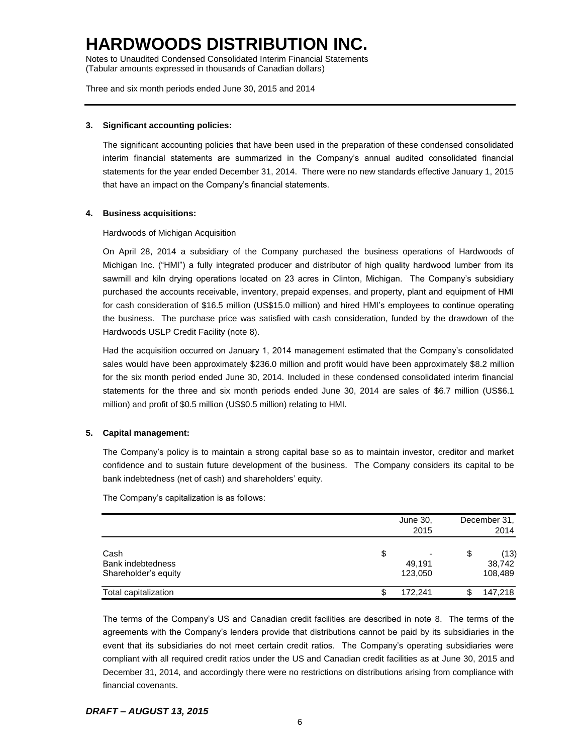# HARDWOODS DISTRIBUTION INC.

Notes to Unaudited Condensed Consolidated Interim Financial Statements
(Tabular amounts expressed in thousands of Canadian dollars)

Three and six month periods ended June 30, 2015 and 2014

---

**3. Significant accounting policies:**

The significant accounting policies that have been used in the preparation of these condensed consolidated interim financial statements are summarized in the Company's annual audited consolidated financial statements for the year ended December 31, 2014. There were no new standards effective January 1, 2015 that have an impact on the Company's financial statements.

**4. Business acquisitions:**

Hardwoods of Michigan Acquisition

On April 28, 2014 a subsidiary of the Company purchased the business operations of Hardwoods of Michigan Inc. ("HMI") a fully integrated producer and distributor of high quality hardwood lumber from its sawmill and kiln drying operations located on 23 acres in Clinton, Michigan. The Company's subsidiary purchased the accounts receivable, inventory, prepaid expenses, and property, plant and equipment of HMI for cash consideration of $16.5 million (US$15.0 million) and hired HMI's employees to continue operating the business. The purchase price was satisfied with cash consideration, funded by the drawdown of the Hardwoods USLP Credit Facility (note 8).

Had the acquisition occurred on January 1, 2014 management estimated that the Company's consolidated sales would have been approximately $236.0 million and profit would have been approximately $8.2 million for the six month period ended June 30, 2014. Included in these condensed consolidated interim financial statements for the three and six month periods ended June 30, 2014 are sales of $6.7 million (US$6.1 million) and profit of $0.5 million (US$0.5 million) relating to HMI.

**5. Capital management:**

The Company's policy is to maintain a strong capital base so as to maintain investor, creditor and market confidence and to sustain future development of the business. The Company considers its capital to be bank indebtedness (net of cash) and shareholders' equity.

The Company's capitalization is as follows:

| | June 30, 2015 | December 31, 2014 |
|---|---|---|
| Cash | $ - | $ (13) |
| Bank indebtedness | 49,191 | 38,742 |
| Shareholder's equity | 123,050 | 108,489 |
| Total capitalization | $ 172,241 | $ 147,218 |

The terms of the Company's US and Canadian credit facilities are described in note 8. The terms of the agreements with the Company's lenders provide that distributions cannot be paid by its subsidiaries in the event that its subsidiaries do not meet certain credit ratios. The Company's operating subsidiaries were compliant with all required credit ratios under the US and Canadian credit facilities as at June 30, 2015 and December 31, 2014, and accordingly there were no restrictions on distributions arising from compliance with financial covenants.

***DRAFT – AUGUST 13, 2015***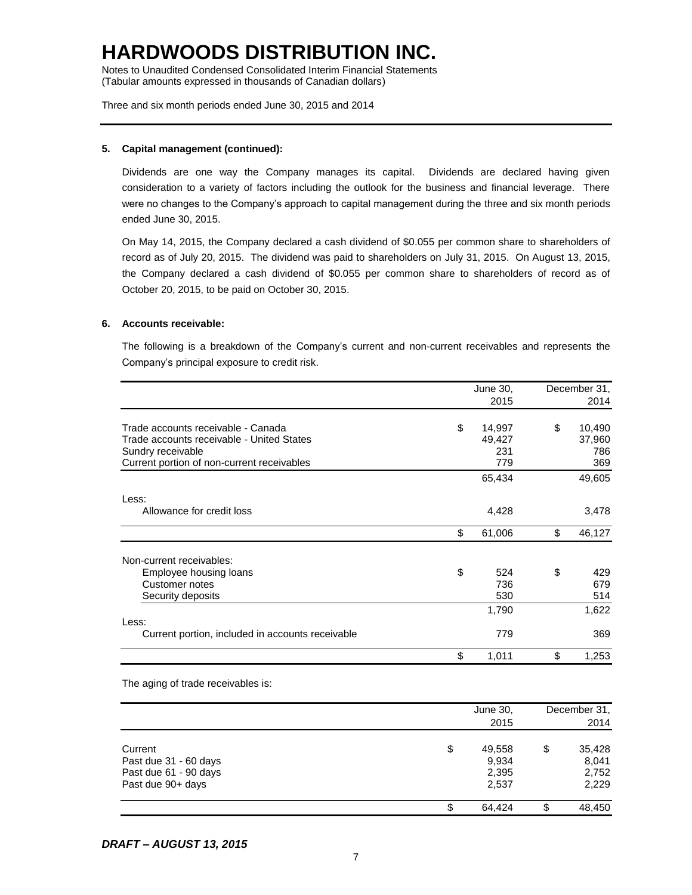# HARDWOODS DISTRIBUTION INC.

Notes to Unaudited Condensed Consolidated Interim Financial Statements
(Tabular amounts expressed in thousands of Canadian dollars)

Three and six month periods ended June 30, 2015 and 2014

**5. Capital management (continued):**

Dividends are one way the Company manages its capital. Dividends are declared having given consideration to a variety of factors including the outlook for the business and financial leverage. There were no changes to the Company's approach to capital management during the three and six month periods ended June 30, 2015.

On May 14, 2015, the Company declared a cash dividend of $0.055 per common share to shareholders of record as of July 20, 2015. The dividend was paid to shareholders on July 31, 2015. On August 13, 2015, the Company declared a cash dividend of $0.055 per common share to shareholders of record as of October 20, 2015, to be paid on October 30, 2015.

**6. Accounts receivable:**

The following is a breakdown of the Company's current and non-current receivables and represents the Company's principal exposure to credit risk.

| | June 30, 2015 | December 31, 2014 |
|---|---|---|
| Trade accounts receivable - Canada | $ 14,997 | $ 10,490 |
| Trade accounts receivable - United States | 49,427 | 37,960 |
| Sundry receivable | 231 | 786 |
| Current portion of non-current receivables | 779 | 369 |
| | 65,434 | 49,605 |
| Less: | | |
| Allowance for credit loss | 4,428 | 3,478 |
| | $ 61,006 | $ 46,127 |
| Non-current receivables: | | |
| Employee housing loans | $ 524 | $ 429 |
| Customer notes | 736 | 679 |
| Security deposits | 530 | 514 |
| | 1,790 | 1,622 |
| Less: | | |
| Current portion, included in accounts receivable | 779 | 369 |
| | $ 1,011 | $ 1,253 |

The aging of trade receivables is:

| | June 30, 2015 | December 31, 2014 |
|---|---|---|
| Current | $ 49,558 | $ 35,428 |
| Past due 31 - 60 days | 9,934 | 8,041 |
| Past due 61 - 90 days | 2,395 | 2,752 |
| Past due 90+ days | 2,537 | 2,229 |
| | $ 64,424 | $ 48,450 |

*DRAFT – AUGUST 13, 2015*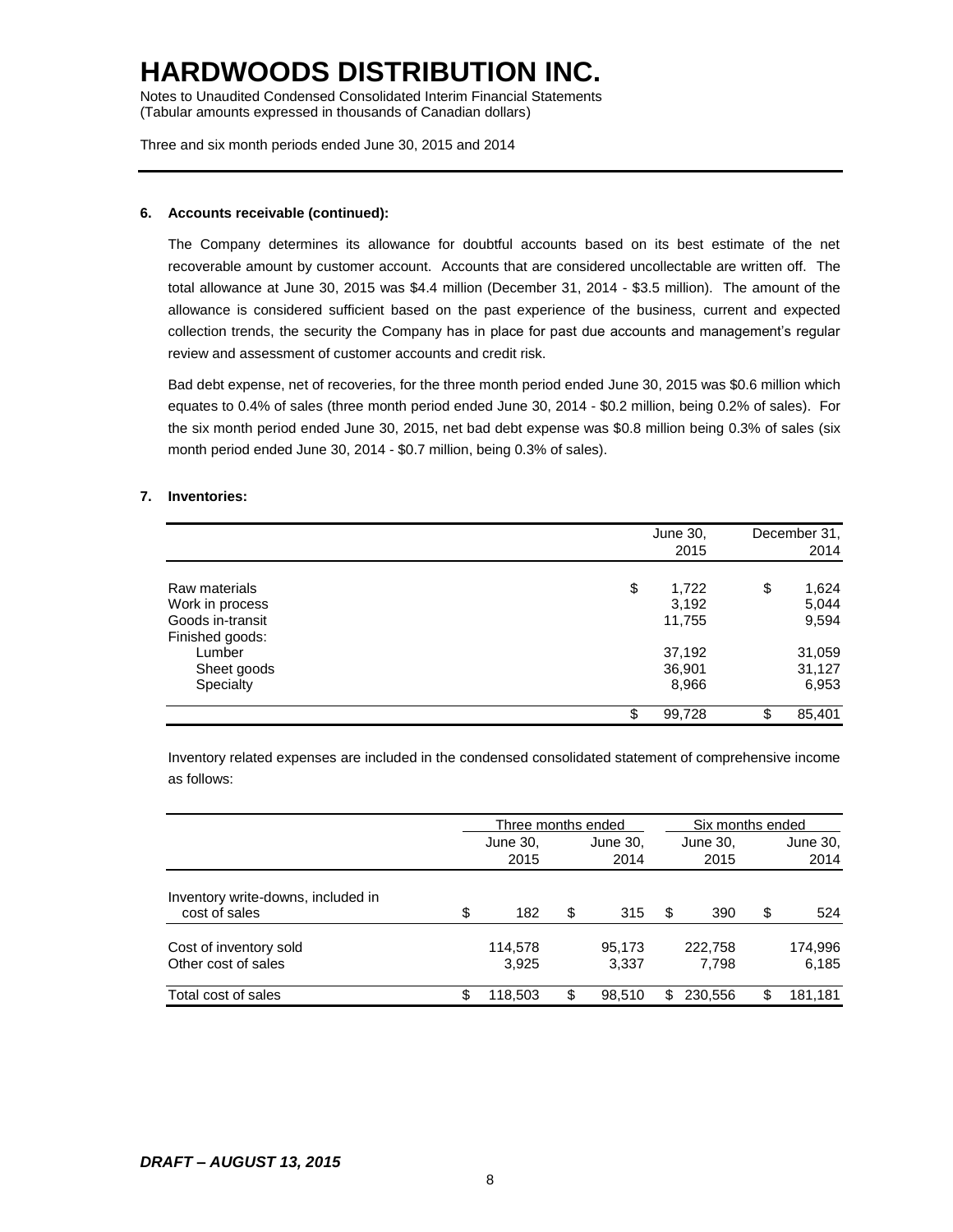**6. Accounts receivable (continued):**

The Company determines its allowance for doubtful accounts based on its best estimate of the net recoverable amount by customer account. Accounts that are considered uncollectable are written off. The total allowance at June 30, 2015 was $4.4 million (December 31, 2014 - $3.5 million). The amount of the allowance is considered sufficient based on the past experience of the business, current and expected collection trends, the security the Company has in place for past due accounts and management's regular review and assessment of customer accounts and credit risk.

Bad debt expense, net of recoveries, for the three month period ended June 30, 2015 was $0.6 million which equates to 0.4% of sales (three month period ended June 30, 2014 - $0.2 million, being 0.2% of sales). For the six month period ended June 30, 2015, net bad debt expense was $0.8 million being 0.3% of sales (six month period ended June 30, 2014 - $0.7 million, being 0.3% of sales).

**7. Inventories:**

| | June 30, 2015 | December 31, 2014 |
|---|---|---|
| Raw materials | $ 1,722 | $ 1,624 |
| Work in process | 3,192 | 5,044 |
| Goods in-transit | 11,755 | 9,594 |
| Finished goods: | | |
| Lumber | 37,192 | 31,059 |
| Sheet goods | 36,901 | 31,127 |
| Specialty | 8,966 | 6,953 |
| | $ 99,728 | $ 85,401 |

Inventory related expenses are included in the condensed consolidated statement of comprehensive income as follows:

| | Three months ended | | Six months ended | |
|---|---|---|---|---|
| | June 30, 2015 | June 30, 2014 | June 30, 2015 | June 30, 2014 |
| Inventory write-downs, included in cost of sales | $ 182 | $ 315 | $ 390 | $ 524 |
| Cost of inventory sold | 114,578 | 95,173 | 222,758 | 174,996 |
| Other cost of sales | 3,925 | 3,337 | 7,798 | 6,185 |
| Total cost of sales | $ 118,503 | $ 98,510 | $ 230,556 | $ 181,181 |

*DRAFT – AUGUST 13, 2015*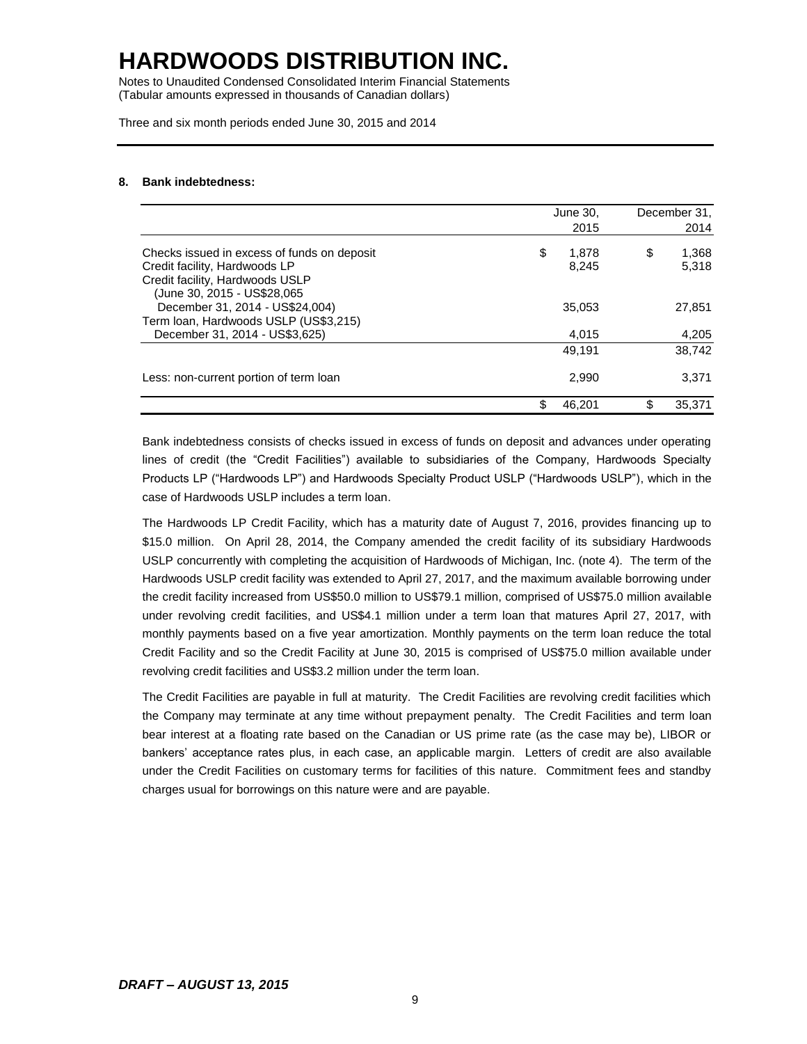# HARDWOODS DISTRIBUTION INC.

Notes to Unaudited Condensed Consolidated Interim Financial Statements
(Tabular amounts expressed in thousands of Canadian dollars)

Three and six month periods ended June 30, 2015 and 2014

### 8. Bank indebtedness:

| | June 30, 2015 | December 31, 2014 |
|---|---|---|
| Checks issued in excess of funds on deposit | $ 1,878 | $ 1,368 |
| Credit facility, Hardwoods LP | 8,245 | 5,318 |
| Credit facility, Hardwoods USLP (June 30, 2015 - US$28,065 December 31, 2014 - US$24,004) | 35,053 | 27,851 |
| Term loan, Hardwoods USLP (US$3,215) December 31, 2014 - US$3,625) | 4,015 | 4,205 |
| | 49,191 | 38,742 |
| Less: non-current portion of term loan | 2,990 | 3,371 |
| | $ 46,201 | $ 35,371 |

Bank indebtedness consists of checks issued in excess of funds on deposit and advances under operating lines of credit (the "Credit Facilities") available to subsidiaries of the Company, Hardwoods Specialty Products LP ("Hardwoods LP") and Hardwoods Specialty Product USLP ("Hardwoods USLP"), which in the case of Hardwoods USLP includes a term loan.

The Hardwoods LP Credit Facility, which has a maturity date of August 7, 2016, provides financing up to $15.0 million. On April 28, 2014, the Company amended the credit facility of its subsidiary Hardwoods USLP concurrently with completing the acquisition of Hardwoods of Michigan, Inc. (note 4). The term of the Hardwoods USLP credit facility was extended to April 27, 2017, and the maximum available borrowing under the credit facility increased from US$50.0 million to US$79.1 million, comprised of US$75.0 million available under revolving credit facilities, and US$4.1 million under a term loan that matures April 27, 2017, with monthly payments based on a five year amortization. Monthly payments on the term loan reduce the total Credit Facility and so the Credit Facility at June 30, 2015 is comprised of US$75.0 million available under revolving credit facilities and US$3.2 million under the term loan.

The Credit Facilities are payable in full at maturity. The Credit Facilities are revolving credit facilities which the Company may terminate at any time without prepayment penalty. The Credit Facilities and term loan bear interest at a floating rate based on the Canadian or US prime rate (as the case may be), LIBOR or bankers' acceptance rates plus, in each case, an applicable margin. Letters of credit are also available under the Credit Facilities on customary terms for facilities of this nature. Commitment fees and standby charges usual for borrowings on this nature were and are payable.

***DRAFT – AUGUST 13, 2015***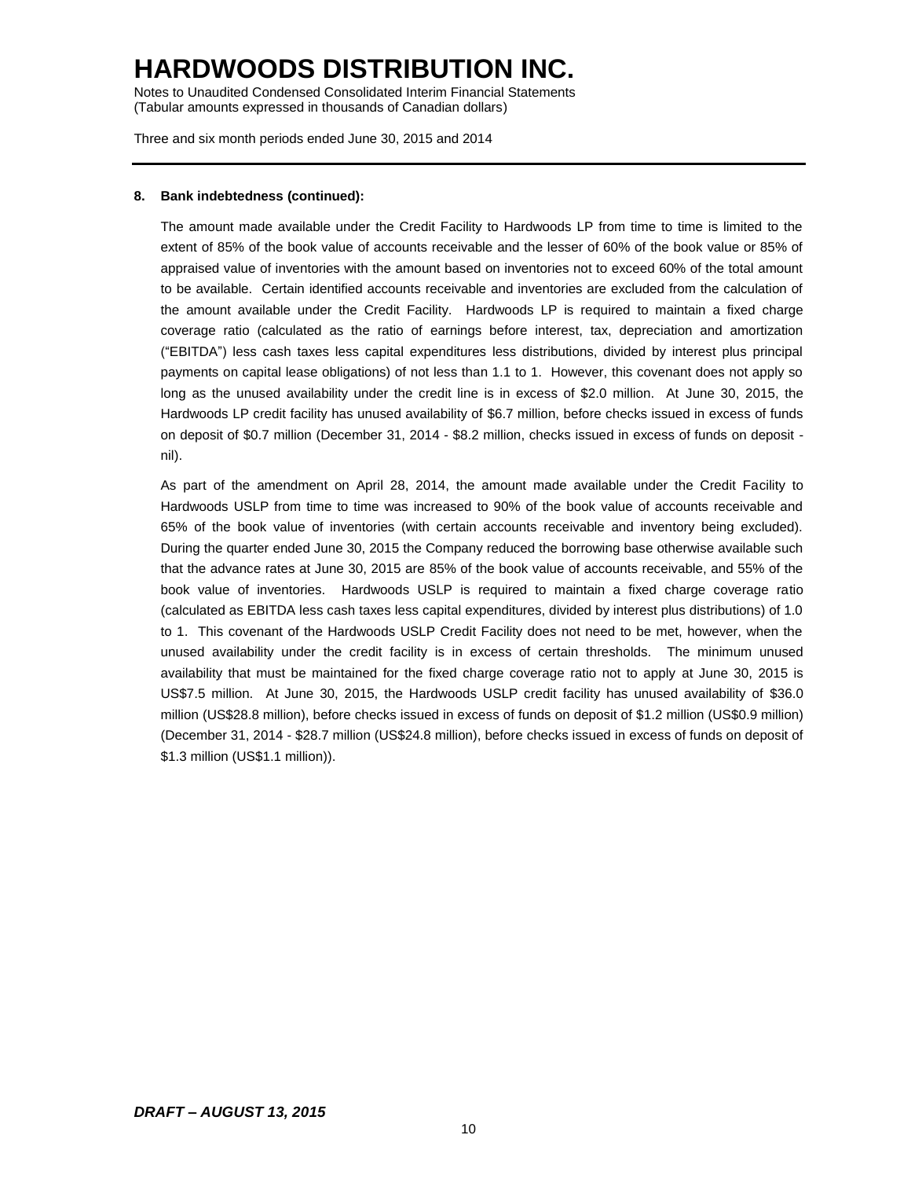**8. Bank indebtedness (continued):**

The amount made available under the Credit Facility to Hardwoods LP from time to time is limited to the extent of 85% of the book value of accounts receivable and the lesser of 60% of the book value or 85% of appraised value of inventories with the amount based on inventories not to exceed 60% of the total amount to be available. Certain identified accounts receivable and inventories are excluded from the calculation of the amount available under the Credit Facility. Hardwoods LP is required to maintain a fixed charge coverage ratio (calculated as the ratio of earnings before interest, tax, depreciation and amortization ("EBITDA") less cash taxes less capital expenditures less distributions, divided by interest plus principal payments on capital lease obligations) of not less than 1.1 to 1. However, this covenant does not apply so long as the unused availability under the credit line is in excess of $2.0 million. At June 30, 2015, the Hardwoods LP credit facility has unused availability of $6.7 million, before checks issued in excess of funds on deposit of $0.7 million (December 31, 2014 - $8.2 million, checks issued in excess of funds on deposit - nil).

As part of the amendment on April 28, 2014, the amount made available under the Credit Facility to Hardwoods USLP from time to time was increased to 90% of the book value of accounts receivable and 65% of the book value of inventories (with certain accounts receivable and inventory being excluded). During the quarter ended June 30, 2015 the Company reduced the borrowing base otherwise available such that the advance rates at June 30, 2015 are 85% of the book value of accounts receivable, and 55% of the book value of inventories. Hardwoods USLP is required to maintain a fixed charge coverage ratio (calculated as EBITDA less cash taxes less capital expenditures, divided by interest plus distributions) of 1.0 to 1. This covenant of the Hardwoods USLP Credit Facility does not need to be met, however, when the unused availability under the credit facility is in excess of certain thresholds. The minimum unused availability that must be maintained for the fixed charge coverage ratio not to apply at June 30, 2015 is US$7.5 million. At June 30, 2015, the Hardwoods USLP credit facility has unused availability of $36.0 million (US$28.8 million), before checks issued in excess of funds on deposit of $1.2 million (US$0.9 million) (December 31, 2014 - $28.7 million (US$24.8 million), before checks issued in excess of funds on deposit of $1.3 million (US$1.1 million)).

***DRAFT – AUGUST 13, 2015***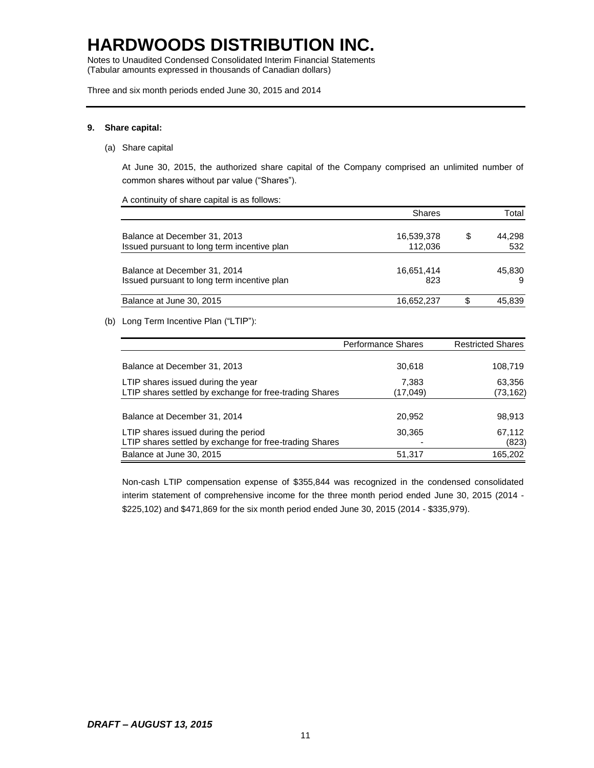# HARDWOODS DISTRIBUTION INC.

Notes to Unaudited Condensed Consolidated Interim Financial Statements
(Tabular amounts expressed in thousands of Canadian dollars)

Three and six month periods ended June 30, 2015 and 2014

**9. Share capital:**

(a) Share capital

At June 30, 2015, the authorized share capital of the Company comprised an unlimited number of common shares without par value ("Shares").

A continuity of share capital is as follows:

| | Shares | | Total |
|---|---|---|---|
| Balance at December 31, 2013 | 16,539,378 | $ | 44,298 |
| Issued pursuant to long term incentive plan | 112,036 | | 532 |
| Balance at December 31, 2014 | 16,651,414 | | 45,830 |
| Issued pursuant to long term incentive plan | 823 | | 9 |
| Balance at June 30, 2015 | 16,652,237 | $ | 45,839 |

(b) Long Term Incentive Plan ("LTIP"):

| | Performance Shares | Restricted Shares |
|---|---|---|
| Balance at December 31, 2013 | 30,618 | 108,719 |
| LTIP shares issued during the year | 7,383 | 63,356 |
| LTIP shares settled by exchange for free-trading Shares | (17,049) | (73,162) |
| Balance at December 31, 2014 | 20,952 | 98,913 |
| LTIP shares issued during the period | 30,365 | 67,112 |
| LTIP shares settled by exchange for free-trading Shares | - | (823) |
| Balance at June 30, 2015 | 51,317 | 165,202 |

Non-cash LTIP compensation expense of $355,844 was recognized in the condensed consolidated interim statement of comprehensive income for the three month period ended June 30, 2015 (2014 - $225,102) and $471,869 for the six month period ended June 30, 2015 (2014 - $335,979).

***DRAFT – AUGUST 13, 2015***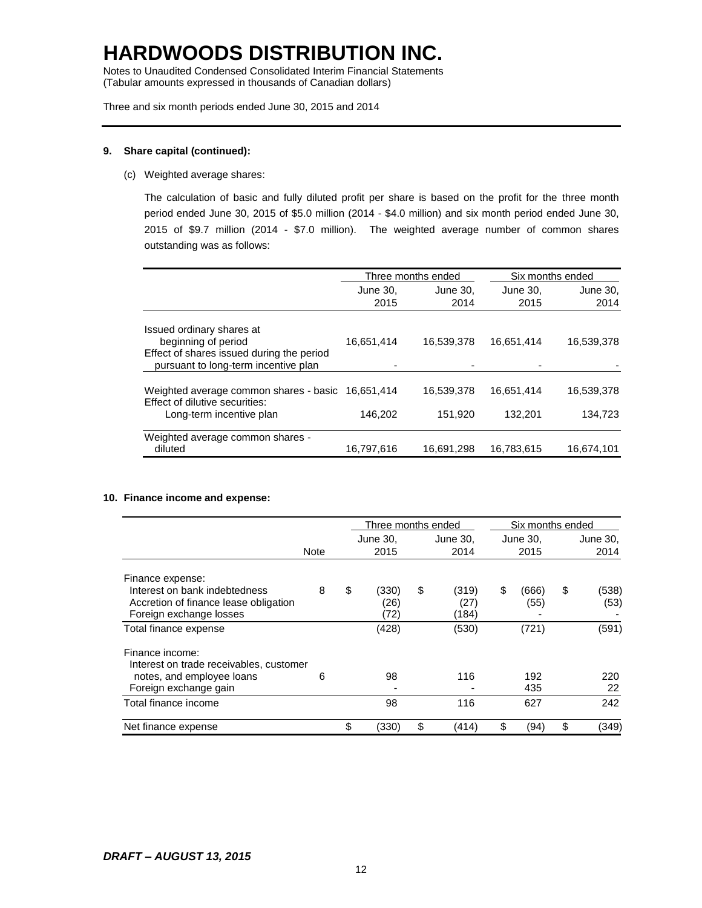# HARDWOODS DISTRIBUTION INC.

Notes to Unaudited Condensed Consolidated Interim Financial Statements
(Tabular amounts expressed in thousands of Canadian dollars)

Three and six month periods ended June 30, 2015 and 2014

**9. Share capital (continued):**

(c) Weighted average shares:

The calculation of basic and fully diluted profit per share is based on the profit for the three month period ended June 30, 2015 of $5.0 million (2014 - $4.0 million) and six month period ended June 30, 2015 of $9.7 million (2014 - $7.0 million). The weighted average number of common shares outstanding was as follows:

| | Three months ended | | Six months ended | |
|---|---|---|---|---|
| | June 30, 2015 | June 30, 2014 | June 30, 2015 | June 30, 2014 |
| Issued ordinary shares at beginning of period | 16,651,414 | 16,539,378 | 16,651,414 | 16,539,378 |
| Effect of shares issued during the period pursuant to long-term incentive plan | - | - | - | - |
| Weighted average common shares - basic | 16,651,414 | 16,539,378 | 16,651,414 | 16,539,378 |
| Effect of dilutive securities: | | | | |
| Long-term incentive plan | 146,202 | 151,920 | 132,201 | 134,723 |
| Weighted average common shares - diluted | 16,797,616 | 16,691,298 | 16,783,615 | 16,674,101 |

**10. Finance income and expense:**

| | Note | Three months ended | | Six months ended | |
|---|---|---|---|---|---|
| | | June 30, 2015 | June 30, 2014 | June 30, 2015 | June 30, 2014 |
| Finance expense: | | | | | |
| Interest on bank indebtedness | 8 | $ (330) | $ (319) | $ (666) | $ (538) |
| Accretion of finance lease obligation | | (26) | (27) | (55) | (53) |
| Foreign exchange losses | | (72) | (184) | - | - |
| Total finance expense | | (428) | (530) | (721) | (591) |
| Finance income: | | | | | |
| Interest on trade receivables, customer notes, and employee loans | 6 | 98 | 116 | 192 | 220 |
| Foreign exchange gain | | - | - | 435 | 22 |
| Total finance income | | 98 | 116 | 627 | 242 |
| Net finance expense | | $ (330) | $ (414) | $ (94) | $ (349) |

*DRAFT – AUGUST 13, 2015*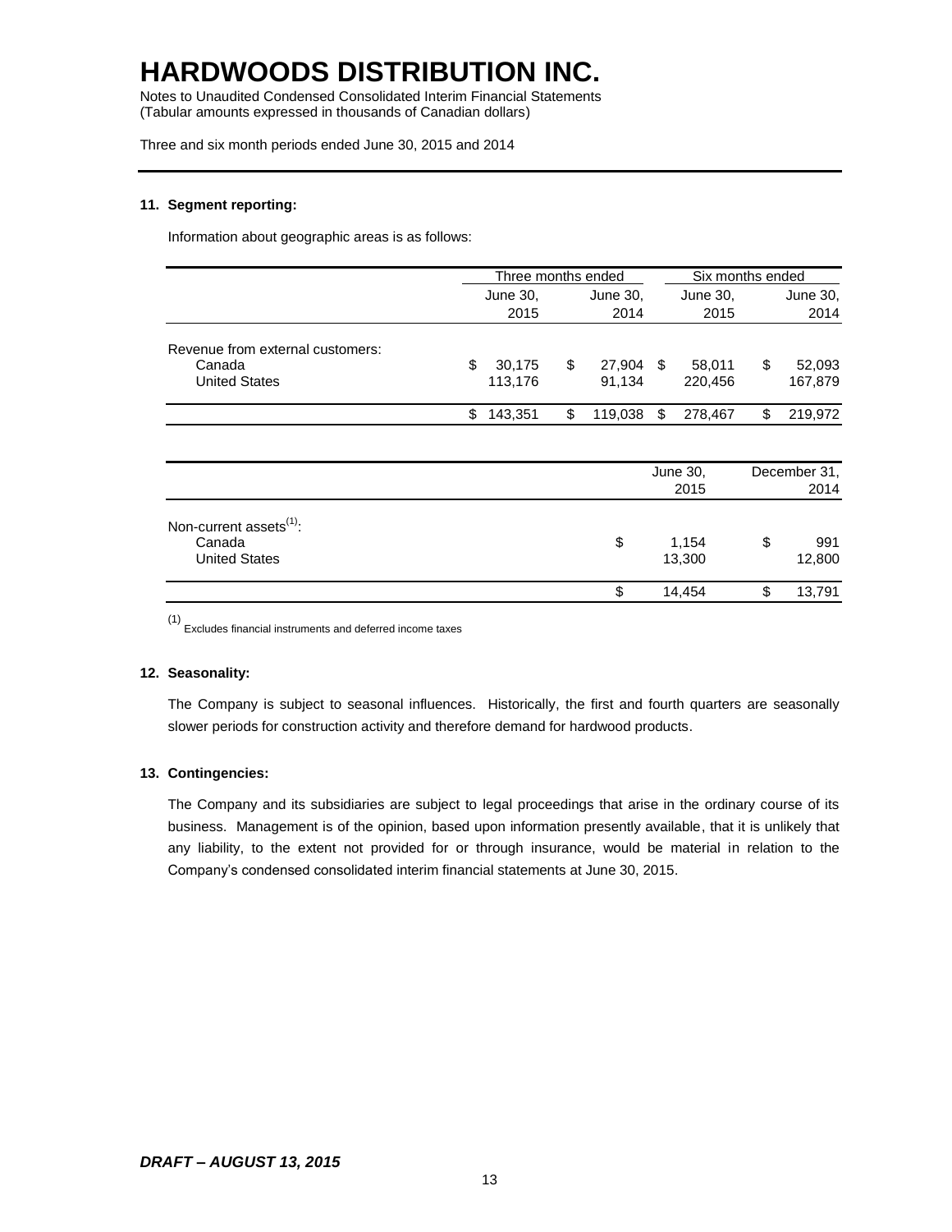# HARDWOODS DISTRIBUTION INC.

Notes to Unaudited Condensed Consolidated Interim Financial Statements
(Tabular amounts expressed in thousands of Canadian dollars)

Three and six month periods ended June 30, 2015 and 2014

**11. Segment reporting:**

Information about geographic areas is as follows:

| | Three months ended | | Six months ended | |
|---|---|---|---|---|
| | June 30, 2015 | June 30, 2014 | June 30, 2015 | June 30, 2014 |
| Revenue from external customers: | | | | |
| Canada | $ 30,175 | $ 27,904 | $ 58,011 | $ 52,093 |
| United States | 113,176 | 91,134 | 220,456 | 167,879 |
| | $ 143,351 | $ 119,038 | $ 278,467 | $ 219,972 |

| | June 30, 2015 | December 31, 2014 |
|---|---|---|
| Non-current assets[(1)]: | | |
| Canada | $ 1,154 | $ 991 |
| United States | 13,300 | 12,800 |
| | $ 14,454 | $ 13,791 |

(1) Excludes financial instruments and deferred income taxes

**12. Seasonality:**

The Company is subject to seasonal influences. Historically, the first and fourth quarters are seasonally slower periods for construction activity and therefore demand for hardwood products.

**13. Contingencies:**

The Company and its subsidiaries are subject to legal proceedings that arise in the ordinary course of its business. Management is of the opinion, based upon information presently available, that it is unlikely that any liability, to the extent not provided for or through insurance, would be material in relation to the Company's condensed consolidated interim financial statements at June 30, 2015.

*DRAFT – AUGUST 13, 2015*